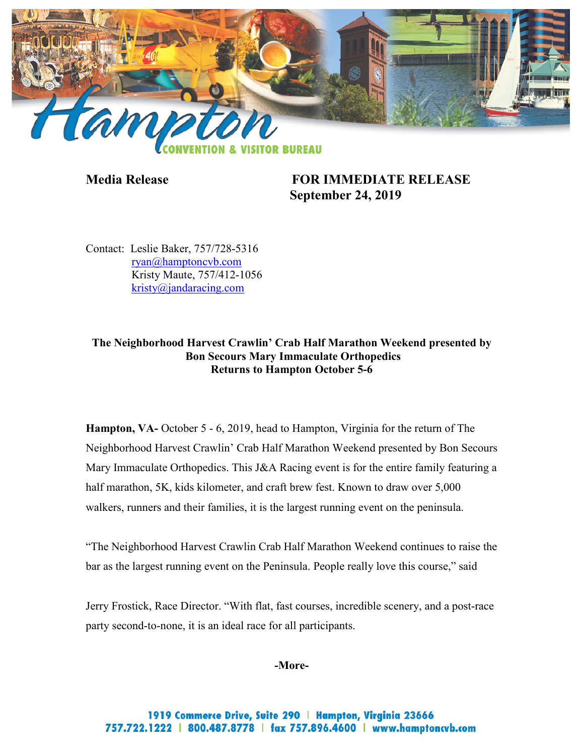**Media Release** **FOR IMMEDIATE RELEASE**
**September 24, 2019**

Contact: Leslie Baker, 757/728-5316
ryan@hamptoncvb.com
Kristy Maute, 757/412-1056
kristy@jandaracing.com

**The Neighborhood Harvest Crawlin' Crab Half Marathon Weekend presented by Bon Secours Mary Immaculate Orthopedics Returns to Hampton October 5-6**

**Hampton, VA-** October 5 - 6, 2019, head to Hampton, Virginia for the return of The Neighborhood Harvest Crawlin' Crab Half Marathon Weekend presented by Bon Secours Mary Immaculate Orthopedics. This J&A Racing event is for the entire family featuring a half marathon, 5K, kids kilometer, and craft brew fest. Known to draw over 5,000 walkers, runners and their families, it is the largest running event on the peninsula.

"The Neighborhood Harvest Crawlin Crab Half Marathon Weekend continues to raise the bar as the largest running event on the Peninsula. People really love this course," said

Jerry Frostick, Race Director. "With flat, fast courses, incredible scenery, and a post-race party second-to-none, it is an ideal race for all participants.

**-More-**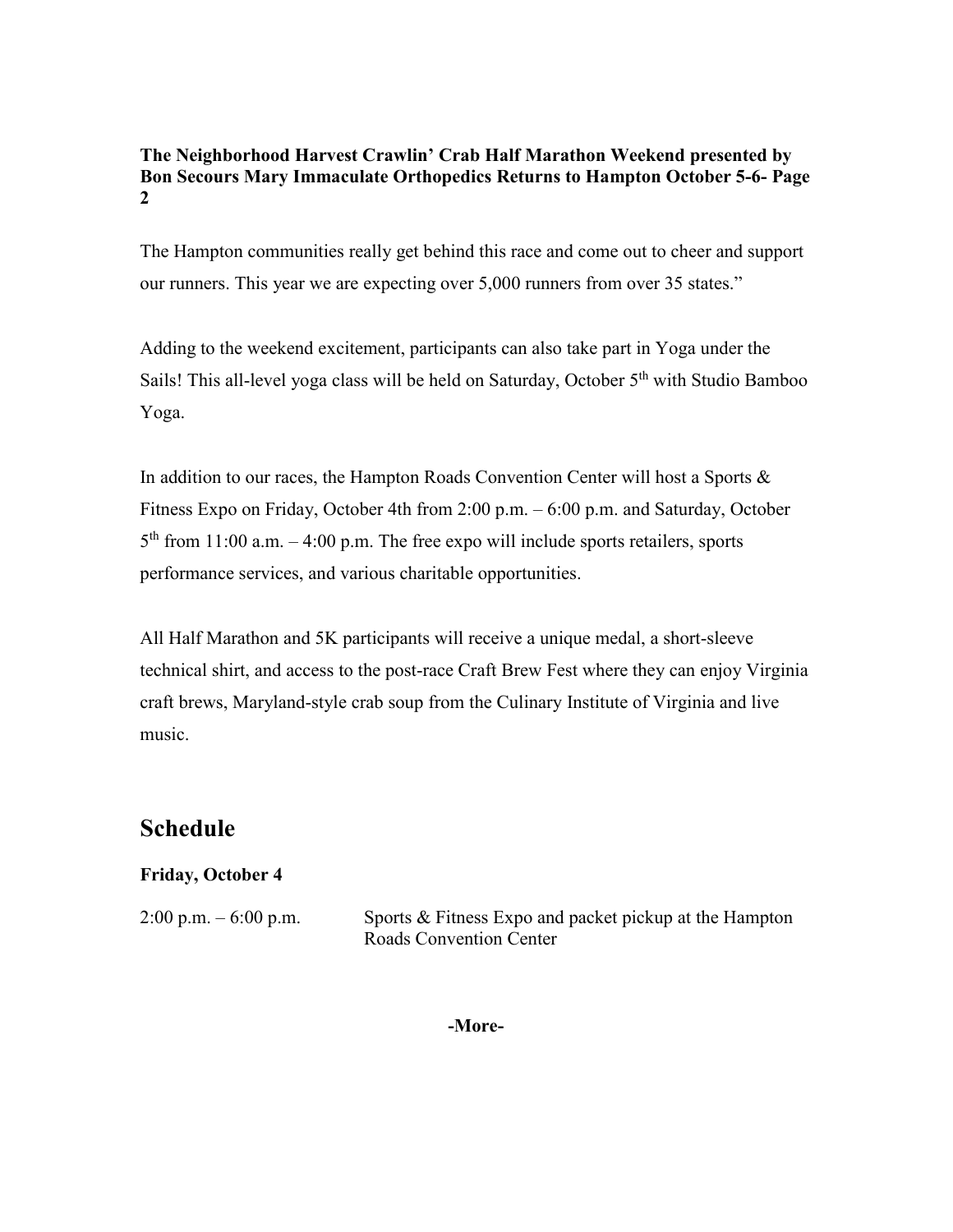**The Neighborhood Harvest Crawlin' Crab Half Marathon Weekend presented by Bon Secours Mary Immaculate Orthopedics Returns to Hampton October 5-6- Page 2**

The Hampton communities really get behind this race and come out to cheer and support our runners. This year we are expecting over 5,000 runners from over 35 states."

Adding to the weekend excitement, participants can also take part in Yoga under the Sails! This all-level yoga class will be held on Saturday, October 5th with Studio Bamboo Yoga.

In addition to our races, the Hampton Roads Convention Center will host a Sports & Fitness Expo on Friday, October 4th from 2:00 p.m. – 6:00 p.m. and Saturday, October 5th from 11:00 a.m. – 4:00 p.m. The free expo will include sports retailers, sports performance services, and various charitable opportunities.

All Half Marathon and 5K participants will receive a unique medal, a short-sleeve technical shirt, and access to the post-race Craft Brew Fest where they can enjoy Virginia craft brews, Maryland-style crab soup from the Culinary Institute of Virginia and live music.

## Schedule

**Friday, October 4**

| | |
|---|---|
| 2:00 p.m. – 6:00 p.m. | Sports & Fitness Expo and packet pickup at the Hampton Roads Convention Center |

**-More-**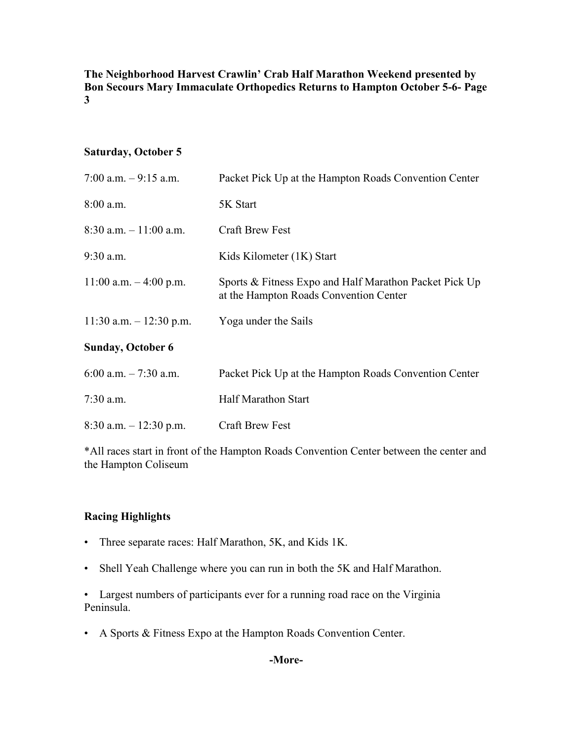**Saturday, October 5**

| | |
|---|---|
| 7:00 a.m. – 9:15 a.m. | Packet Pick Up at the Hampton Roads Convention Center |
| 8:00 a.m. | 5K Start |
| 8:30 a.m. – 11:00 a.m. | Craft Brew Fest |
| 9:30 a.m. | Kids Kilometer (1K) Start |
| 11:00 a.m. – 4:00 p.m. | Sports & Fitness Expo and Half Marathon Packet Pick Up at the Hampton Roads Convention Center |
| 11:30 a.m. – 12:30 p.m. | Yoga under the Sails |

**Sunday, October 6**

| | |
|---|---|
| 6:00 a.m. – 7:30 a.m. | Packet Pick Up at the Hampton Roads Convention Center |
| 7:30 a.m. | Half Marathon Start |
| 8:30 a.m. – 12:30 p.m. | Craft Brew Fest |

*All races start in front of the Hampton Roads Convention Center between the center and the Hampton Coliseum

**Racing Highlights**

- Three separate races: Half Marathon, 5K, and Kids 1K.
- Shell Yeah Challenge where you can run in both the 5K and Half Marathon.
- Largest numbers of participants ever for a running road race on the Virginia Peninsula.
- A Sports & Fitness Expo at the Hampton Roads Convention Center.

**-More-**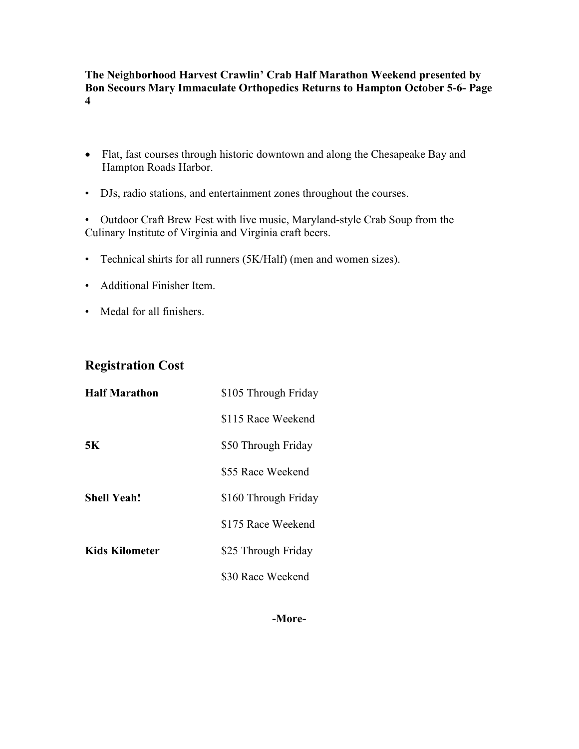- Flat, fast courses through historic downtown and along the Chesapeake Bay and Hampton Roads Harbor.
- DJs, radio stations, and entertainment zones throughout the courses.
- Outdoor Craft Brew Fest with live music, Maryland-style Crab Soup from the Culinary Institute of Virginia and Virginia craft beers.
- Technical shirts for all runners (5K/Half) (men and women sizes).
- Additional Finisher Item.
- Medal for all finishers.

## Registration Cost

| | |
|---|---|
| **Half Marathon** | $105 Through Friday |
| | $115 Race Weekend |
| **5K** | $50 Through Friday |
| | $55 Race Weekend |
| **Shell Yeah!** | $160 Through Friday |
| | $175 Race Weekend |
| **Kids Kilometer** | $25 Through Friday |
| | $30 Race Weekend |

**-More-**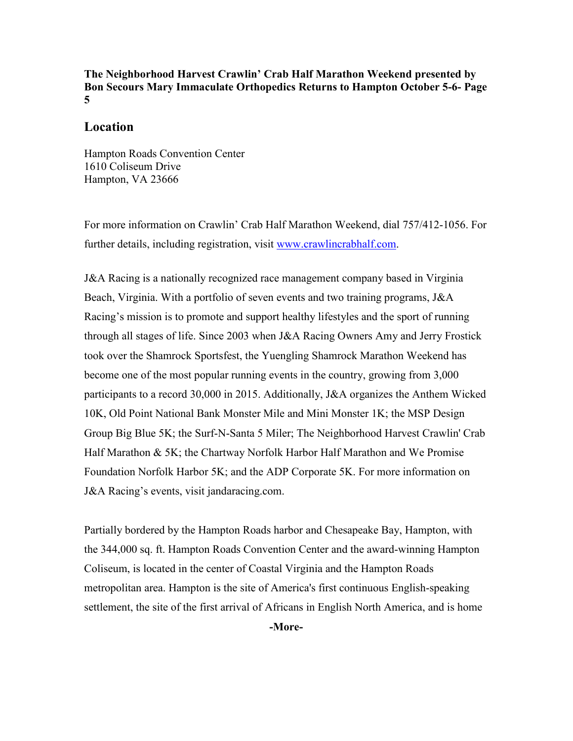## Location

Hampton Roads Convention Center
1610 Coliseum Drive
Hampton, VA 23666

For more information on Crawlin' Crab Half Marathon Weekend, dial 757/412-1056. For further details, including registration, visit [www.crawlincrabhalf.com](http://www.crawlincrabhalf.com).

J&A Racing is a nationally recognized race management company based in Virginia Beach, Virginia. With a portfolio of seven events and two training programs, J&A Racing's mission is to promote and support healthy lifestyles and the sport of running through all stages of life. Since 2003 when J&A Racing Owners Amy and Jerry Frostick took over the Shamrock Sportsfest, the Yuengling Shamrock Marathon Weekend has become one of the most popular running events in the country, growing from 3,000 participants to a record 30,000 in 2015. Additionally, J&A organizes the Anthem Wicked 10K, Old Point National Bank Monster Mile and Mini Monster 1K; the MSP Design Group Big Blue 5K; the Surf-N-Santa 5 Miler; The Neighborhood Harvest Crawlin' Crab Half Marathon & 5K; the Chartway Norfolk Harbor Half Marathon and We Promise Foundation Norfolk Harbor 5K; and the ADP Corporate 5K. For more information on J&A Racing's events, visit jandaracing.com.

Partially bordered by the Hampton Roads harbor and Chesapeake Bay, Hampton, with the 344,000 sq. ft. Hampton Roads Convention Center and the award-winning Hampton Coliseum, is located in the center of Coastal Virginia and the Hampton Roads metropolitan area. Hampton is the site of America's first continuous English-speaking settlement, the site of the first arrival of Africans in English North America, and is home

**-More-**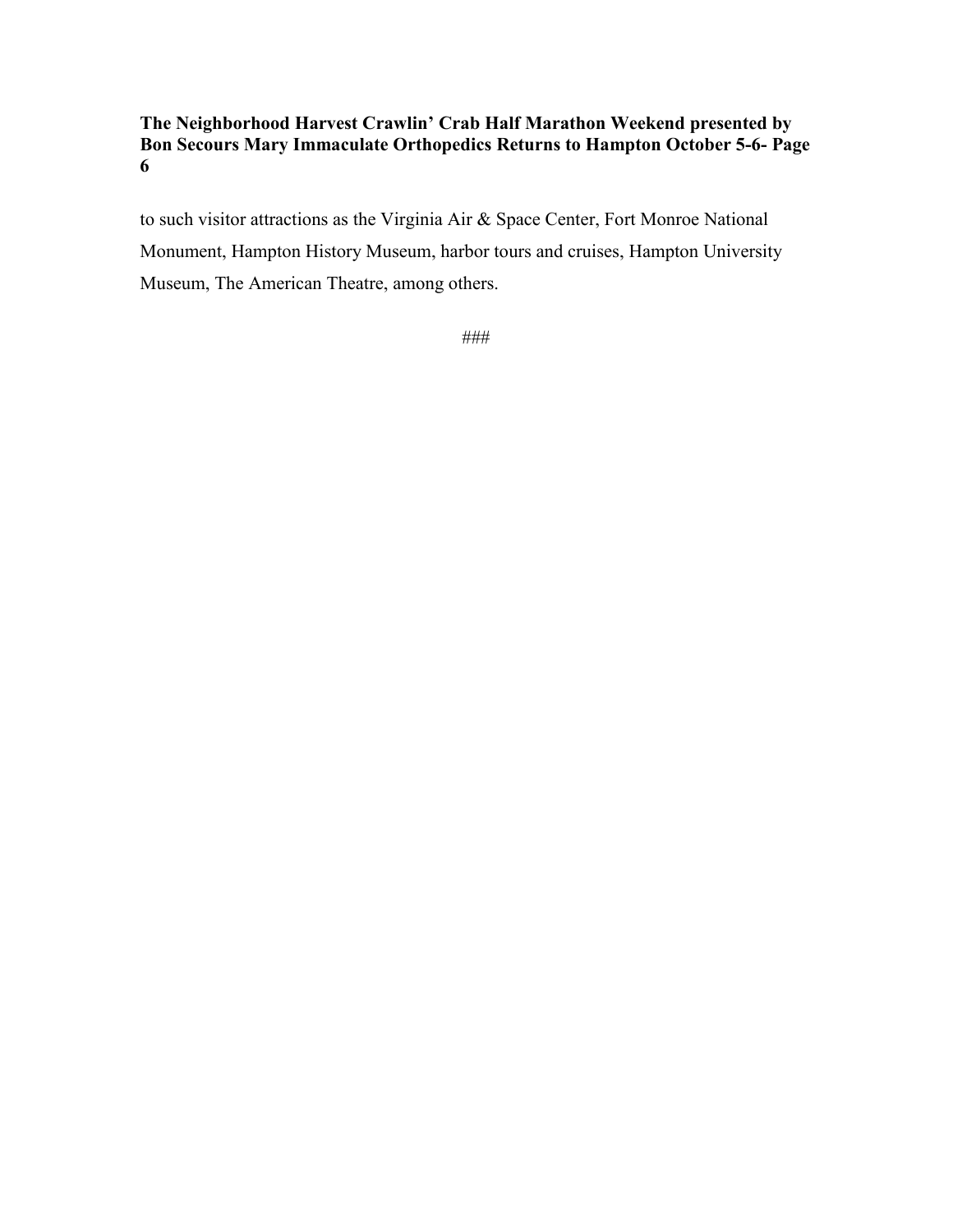to such visitor attractions as the Virginia Air & Space Center, Fort Monroe National Monument, Hampton History Museum, harbor tours and cruises, Hampton University Museum, The American Theatre, among others.

###